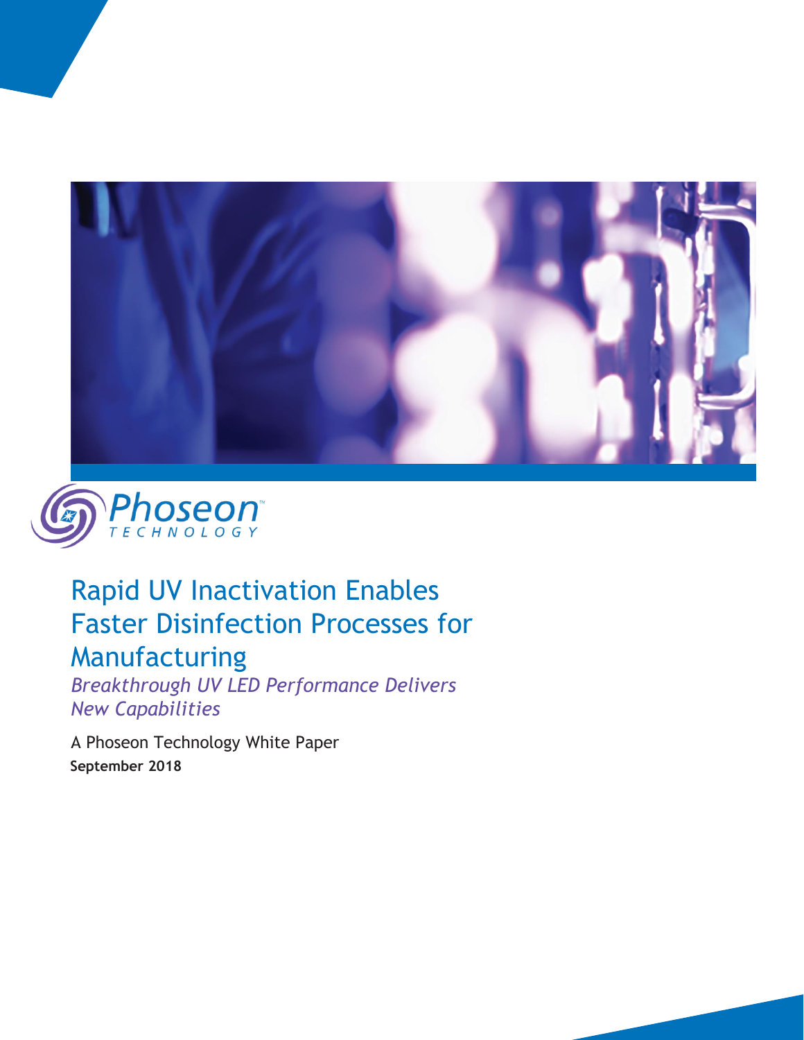Phoseon
TECHNOLOGY

# Rapid UV Inactivation Enables Faster Disinfection Processes for Manufacturing

*Breakthrough UV LED Performance Delivers New Capabilities*

A Phoseon Technology White Paper

**September 2018**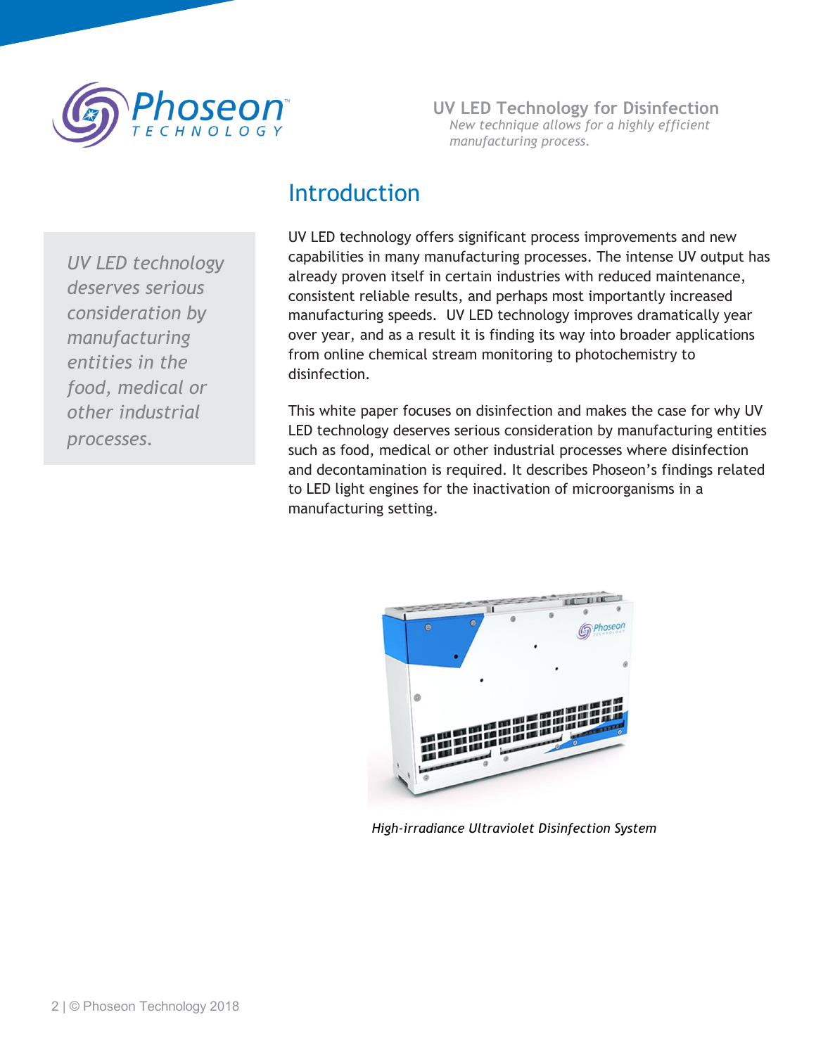## Introduction

*UV LED technology deserves serious consideration by manufacturing entities in the food, medical or other industrial processes.*

UV LED technology offers significant process improvements and new capabilities in many manufacturing processes. The intense UV output has already proven itself in certain industries with reduced maintenance, consistent reliable results, and perhaps most importantly increased manufacturing speeds. UV LED technology improves dramatically year over year, and as a result it is finding its way into broader applications from online chemical stream monitoring to photochemistry to disinfection.

This white paper focuses on disinfection and makes the case for why UV LED technology deserves serious consideration by manufacturing entities such as food, medical or other industrial processes where disinfection and decontamination is required. It describes Phoseon's findings related to LED light engines for the inactivation of microorganisms in a manufacturing setting.

*High-irradiance Ultraviolet Disinfection System*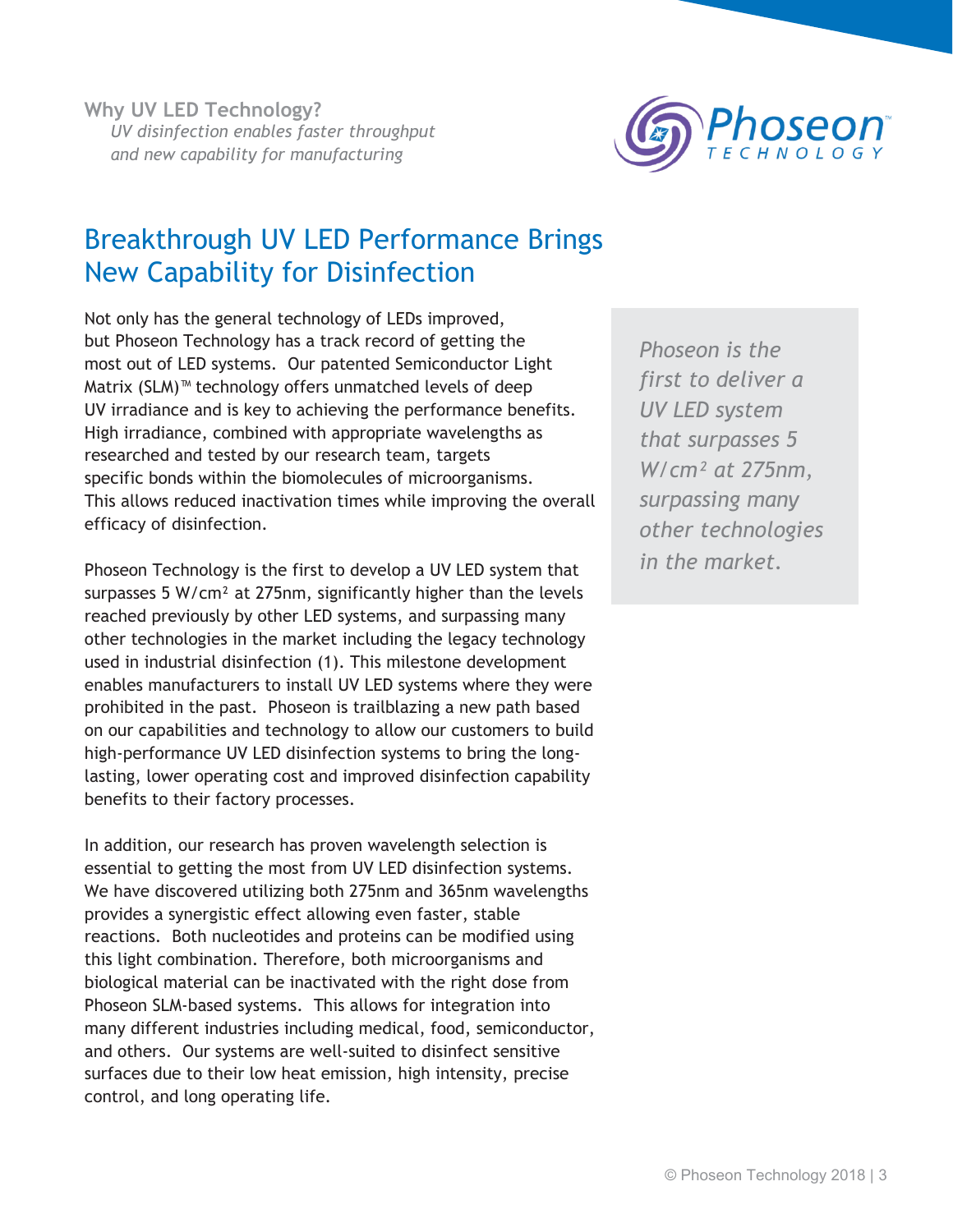**Why UV LED Technology?**

*UV disinfection enables faster throughput and new capability for manufacturing*

## Breakthrough UV LED Performance Brings New Capability for Disinfection

Not only has the general technology of LEDs improved, but Phoseon Technology has a track record of getting the most out of LED systems. Our patented Semiconductor Light Matrix (SLM)™ technology offers unmatched levels of deep UV irradiance and is key to achieving the performance benefits. High irradiance, combined with appropriate wavelengths as researched and tested by our research team, targets specific bonds within the biomolecules of microorganisms. This allows reduced inactivation times while improving the overall efficacy of disinfection.

*Phoseon is the first to deliver a UV LED system that surpasses 5 W/cm² at 275nm, surpassing many other technologies in the market.*

Phoseon Technology is the first to develop a UV LED system that surpasses 5 W/cm² at 275nm, significantly higher than the levels reached previously by other LED systems, and surpassing many other technologies in the market including the legacy technology used in industrial disinfection (1). This milestone development enables manufacturers to install UV LED systems where they were prohibited in the past. Phoseon is trailblazing a new path based on our capabilities and technology to allow our customers to build high-performance UV LED disinfection systems to bring the long-lasting, lower operating cost and improved disinfection capability benefits to their factory processes.

In addition, our research has proven wavelength selection is essential to getting the most from UV LED disinfection systems. We have discovered utilizing both 275nm and 365nm wavelengths provides a synergistic effect allowing even faster, stable reactions. Both nucleotides and proteins can be modified using this light combination. Therefore, both microorganisms and biological material can be inactivated with the right dose from Phoseon SLM-based systems. This allows for integration into many different industries including medical, food, semiconductor, and others. Our systems are well-suited to disinfect sensitive surfaces due to their low heat emission, high intensity, precise control, and long operating life.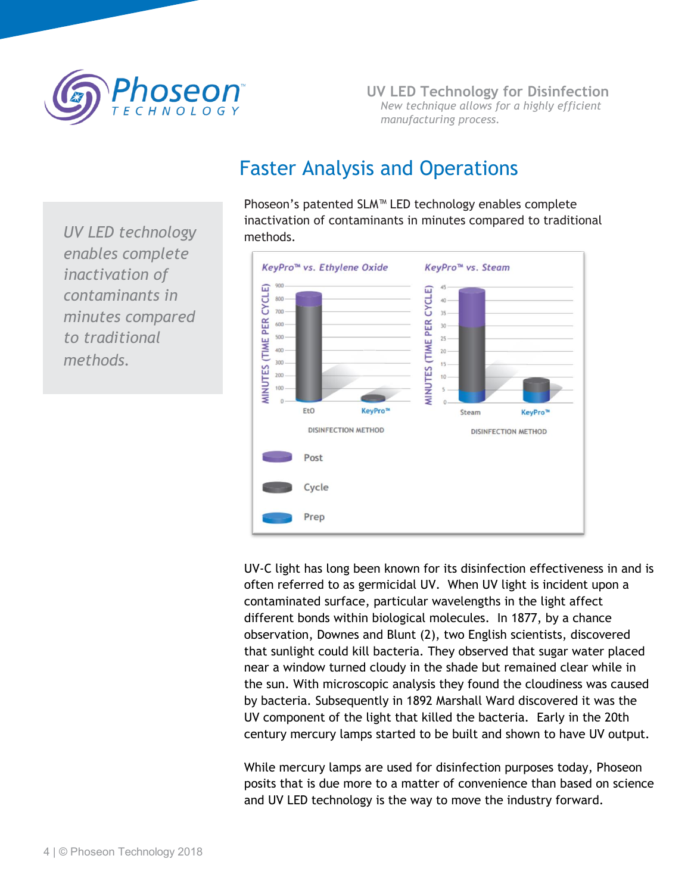## Faster Analysis and Operations

*UV LED technology enables complete inactivation of contaminants in minutes compared to traditional methods.*

Phoseon's patented SLM™ LED technology enables complete inactivation of contaminants in minutes compared to traditional methods.

**KeyPro™ vs. Ethylene Oxide**

MINUTES (TIME PER CYCLE): 0, 100, 200, 300, 400, 500, 600, 700, 800, 900

EtO | KeyPro™

DISINFECTION METHOD

**KeyPro™ vs. Steam**

MINUTES (TIME PER CYCLE): 0, 5, 10, 15, 20, 25, 30, 35, 40, 45

Steam | KeyPro™

DISINFECTION METHOD

Post

Cycle

Prep

UV-C light has long been known for its disinfection effectiveness in and is often referred to as germicidal UV. When UV light is incident upon a contaminated surface, particular wavelengths in the light affect different bonds within biological molecules. In 1877, by a chance observation, Downes and Blunt (2), two English scientists, discovered that sunlight could kill bacteria. They observed that sugar water placed near a window turned cloudy in the shade but remained clear while in the sun. With microscopic analysis they found the cloudiness was caused by bacteria. Subsequently in 1892 Marshall Ward discovered it was the UV component of the light that killed the bacteria. Early in the 20th century mercury lamps started to be built and shown to have UV output.

While mercury lamps are used for disinfection purposes today, Phoseon posits that is due more to a matter of convenience than based on science and UV LED technology is the way to move the industry forward.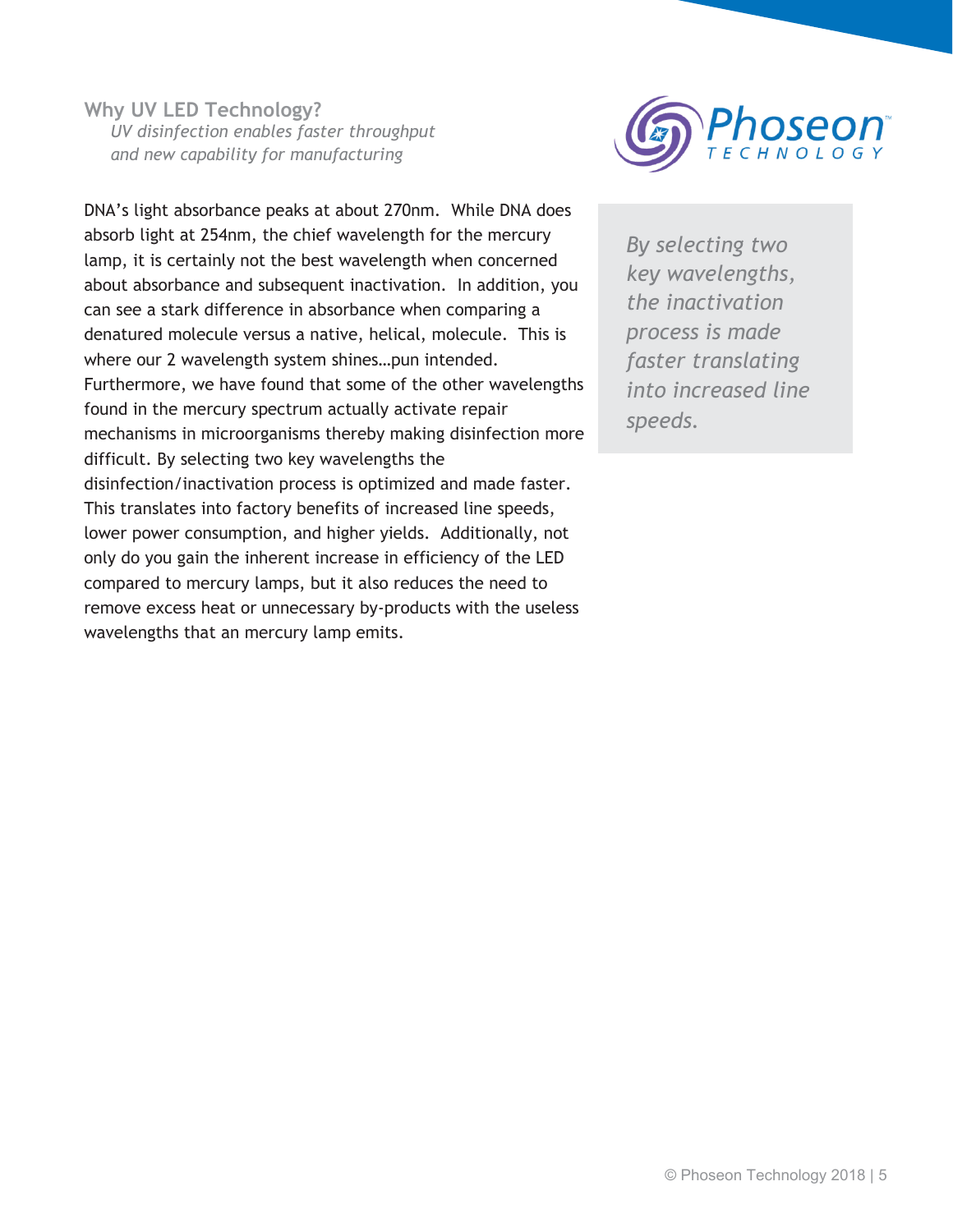## Why UV LED Technology?

*UV disinfection enables faster throughput and new capability for manufacturing*

DNA's light absorbance peaks at about 270nm. While DNA does absorb light at 254nm, the chief wavelength for the mercury lamp, it is certainly not the best wavelength when concerned about absorbance and subsequent inactivation. In addition, you can see a stark difference in absorbance when comparing a denatured molecule versus a native, helical, molecule. This is where our 2 wavelength system shines…pun intended. Furthermore, we have found that some of the other wavelengths found in the mercury spectrum actually activate repair mechanisms in microorganisms thereby making disinfection more difficult. By selecting two key wavelengths the disinfection/inactivation process is optimized and made faster. This translates into factory benefits of increased line speeds, lower power consumption, and higher yields. Additionally, not only do you gain the inherent increase in efficiency of the LED compared to mercury lamps, but it also reduces the need to remove excess heat or unnecessary by-products with the useless wavelengths that an mercury lamp emits.

> *By selecting two key wavelengths, the inactivation process is made faster translating into increased line speeds.*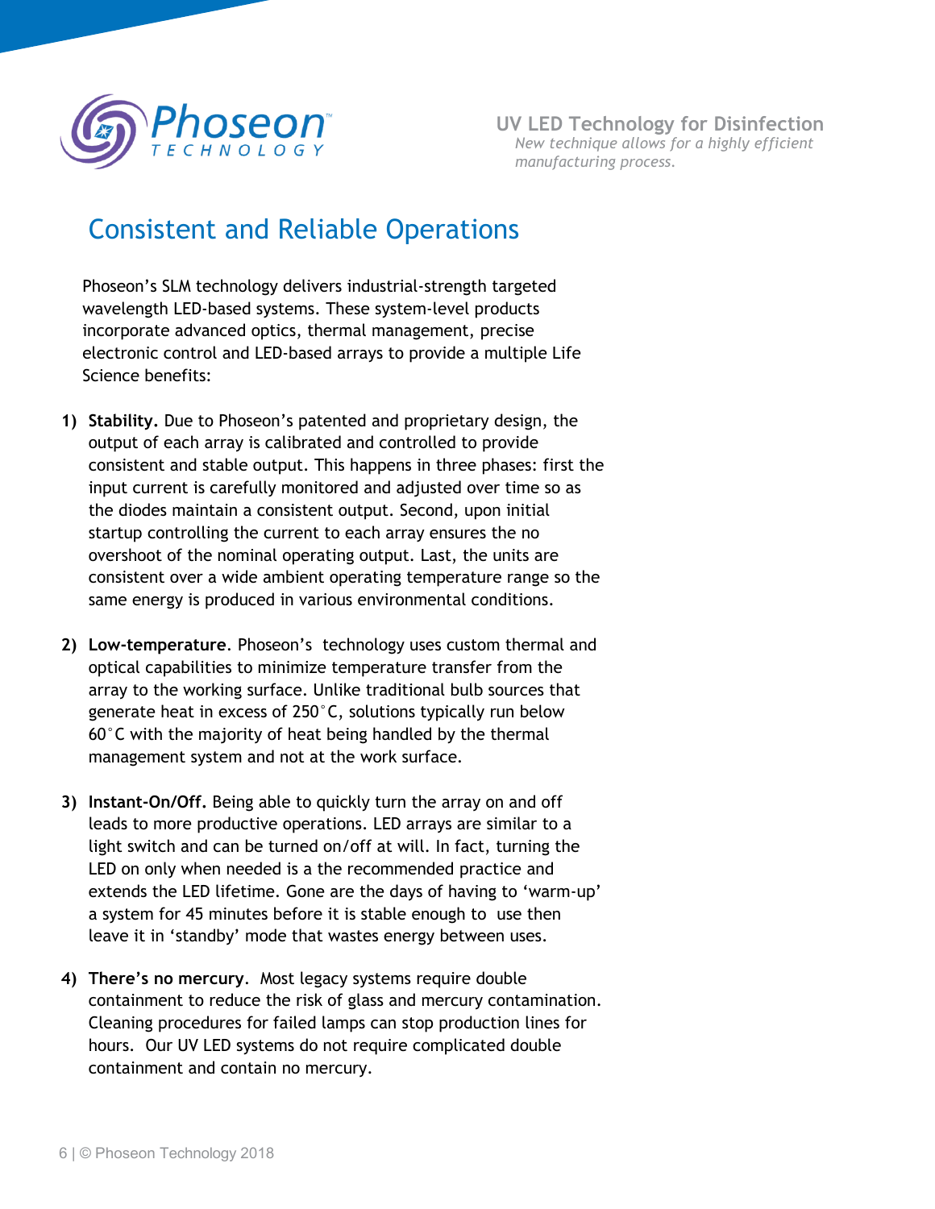## Consistent and Reliable Operations

Phoseon's SLM technology delivers industrial-strength targeted wavelength LED-based systems. These system-level products incorporate advanced optics, thermal management, precise electronic control and LED-based arrays to provide a multiple Life Science benefits:

1) **Stability.** Due to Phoseon's patented and proprietary design, the output of each array is calibrated and controlled to provide consistent and stable output. This happens in three phases: first the input current is carefully monitored and adjusted over time so as the diodes maintain a consistent output. Second, upon initial startup controlling the current to each array ensures the no overshoot of the nominal operating output. Last, the units are consistent over a wide ambient operating temperature range so the same energy is produced in various environmental conditions.

2) **Low-temperature**. Phoseon's technology uses custom thermal and optical capabilities to minimize temperature transfer from the array to the working surface. Unlike traditional bulb sources that generate heat in excess of 250°C, solutions typically run below 60°C with the majority of heat being handled by the thermal management system and not at the work surface.

3) **Instant-On/Off.** Being able to quickly turn the array on and off leads to more productive operations. LED arrays are similar to a light switch and can be turned on/off at will. In fact, turning the LED on only when needed is a the recommended practice and extends the LED lifetime. Gone are the days of having to 'warm-up' a system for 45 minutes before it is stable enough to use then leave it in 'standby' mode that wastes energy between uses.

4) **There's no mercury**. Most legacy systems require double containment to reduce the risk of glass and mercury contamination. Cleaning procedures for failed lamps can stop production lines for hours. Our UV LED systems do not require complicated double containment and contain no mercury.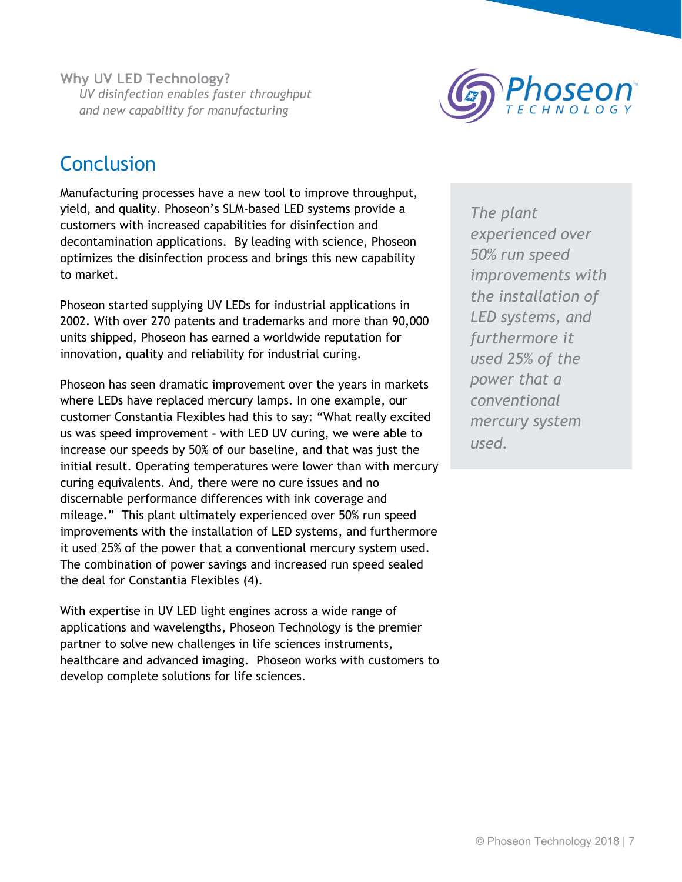## Conclusion

Manufacturing processes have a new tool to improve throughput, yield, and quality. Phoseon's SLM-based LED systems provide a customers with increased capabilities for disinfection and decontamination applications. By leading with science, Phoseon optimizes the disinfection process and brings this new capability to market.

Phoseon started supplying UV LEDs for industrial applications in 2002. With over 270 patents and trademarks and more than 90,000 units shipped, Phoseon has earned a worldwide reputation for innovation, quality and reliability for industrial curing.

Phoseon has seen dramatic improvement over the years in markets where LEDs have replaced mercury lamps. In one example, our customer Constantia Flexibles had this to say: "What really excited us was speed improvement – with LED UV curing, we were able to increase our speeds by 50% of our baseline, and that was just the initial result. Operating temperatures were lower than with mercury curing equivalents. And, there were no cure issues and no discernable performance differences with ink coverage and mileage." This plant ultimately experienced over 50% run speed improvements with the installation of LED systems, and furthermore it used 25% of the power that a conventional mercury system used. The combination of power savings and increased run speed sealed the deal for Constantia Flexibles (4).

*The plant experienced over 50% run speed improvements with the installation of LED systems, and furthermore it used 25% of the power that a conventional mercury system used.*

With expertise in UV LED light engines across a wide range of applications and wavelengths, Phoseon Technology is the premier partner to solve new challenges in life sciences instruments, healthcare and advanced imaging. Phoseon works with customers to develop complete solutions for life sciences.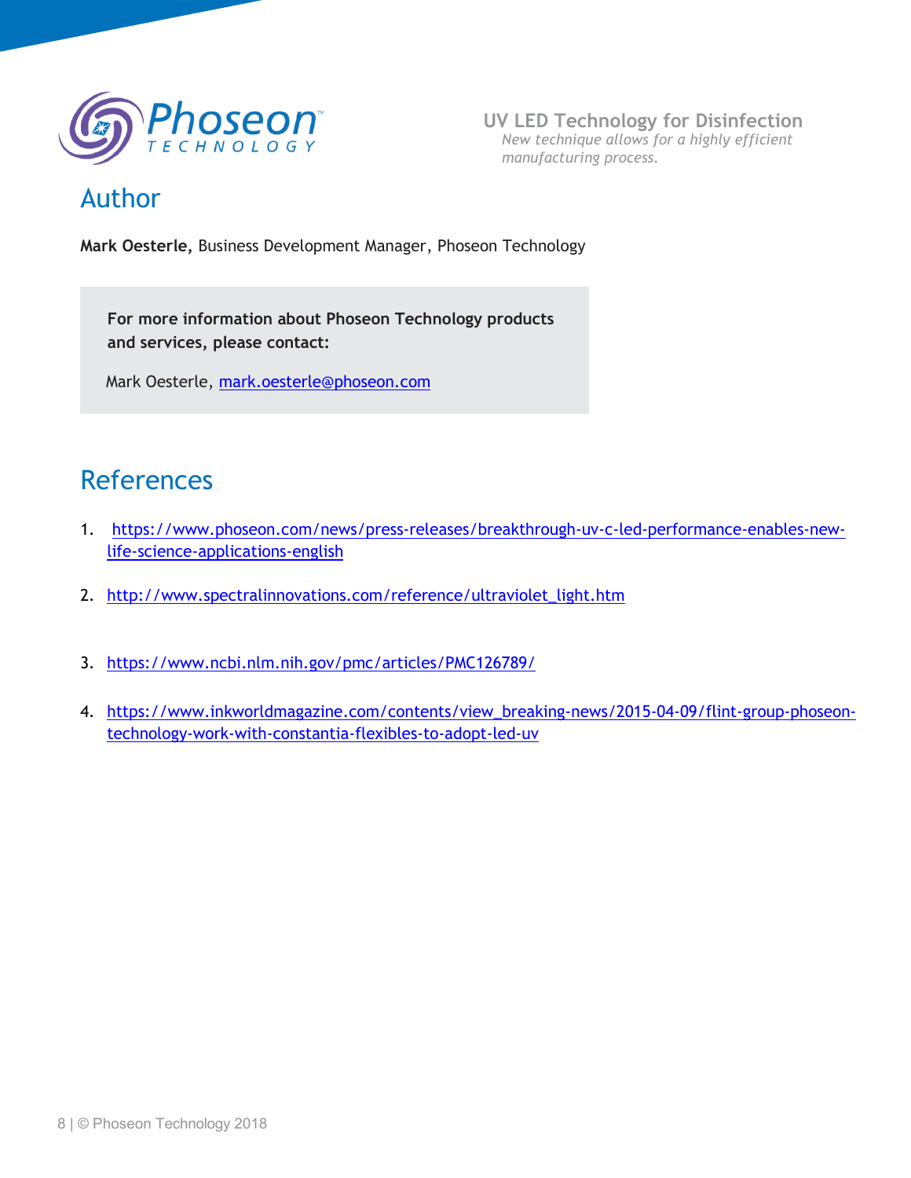## Author

**Mark Oesterle,** Business Development Manager, Phoseon Technology

**For more information about Phoseon Technology products and services, please contact:**

Mark Oesterle, mark.oesterle@phoseon.com

## References

1. https://www.phoseon.com/news/press-releases/breakthrough-uv-c-led-performance-enables-new-life-science-applications-english
2. http://www.spectralinnovations.com/reference/ultraviolet_light.htm
3. https://www.ncbi.nlm.nih.gov/pmc/articles/PMC126789/
4. https://www.inkworldmagazine.com/contents/view_breaking-news/2015-04-09/flint-group-phoseon-technology-work-with-constantia-flexibles-to-adopt-led-uv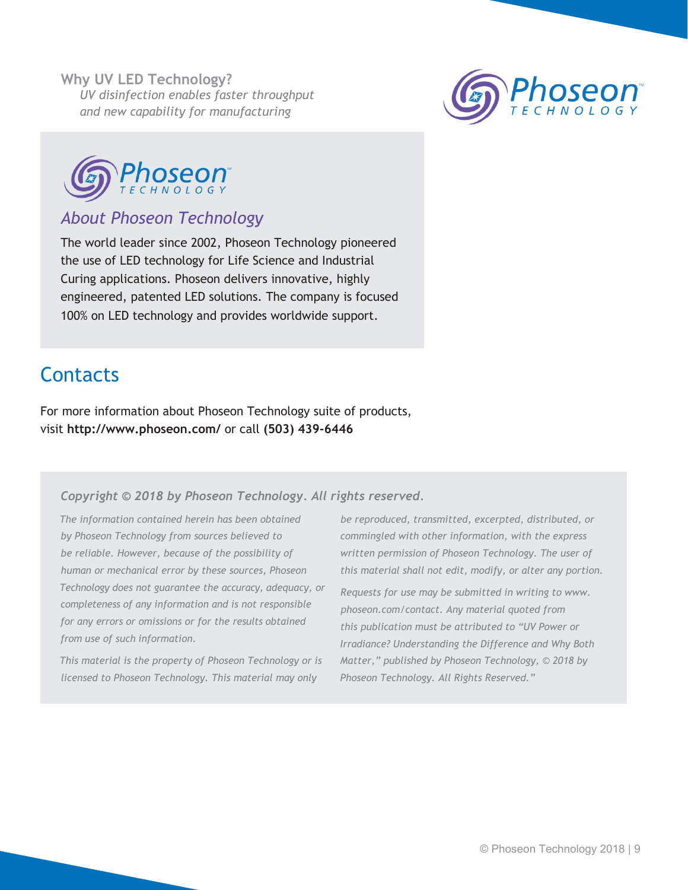**Why UV LED Technology?**
*UV disinfection enables faster throughput and new capability for manufacturing*

### *About Phoseon Technology*

The world leader since 2002, Phoseon Technology pioneered the use of LED technology for Life Science and Industrial Curing applications. Phoseon delivers innovative, highly engineered, patented LED solutions. The company is focused 100% on LED technology and provides worldwide support.

## Contacts

For more information about Phoseon Technology suite of products, visit **http://www.phoseon.com/** or call **(503) 439-6446**

***Copyright © 2018 by Phoseon Technology. All rights reserved.***

*The information contained herein has been obtained by Phoseon Technology from sources believed to be reliable. However, because of the possibility of human or mechanical error by these sources, Phoseon Technology does not guarantee the accuracy, adequacy, or completeness of any information and is not responsible for any errors or omissions or for the results obtained from use of such information.*

*This material is the property of Phoseon Technology or is licensed to Phoseon Technology. This material may only be reproduced, transmitted, excerpted, distributed, or commingled with other information, with the express written permission of Phoseon Technology. The user of this material shall not edit, modify, or alter any portion.*

*Requests for use may be submitted in writing to www.phoseon.com/contact. Any material quoted from this publication must be attributed to "UV Power or Irradiance? Understanding the Difference and Why Both Matter," published by Phoseon Technology, © 2018 by Phoseon Technology. All Rights Reserved."*